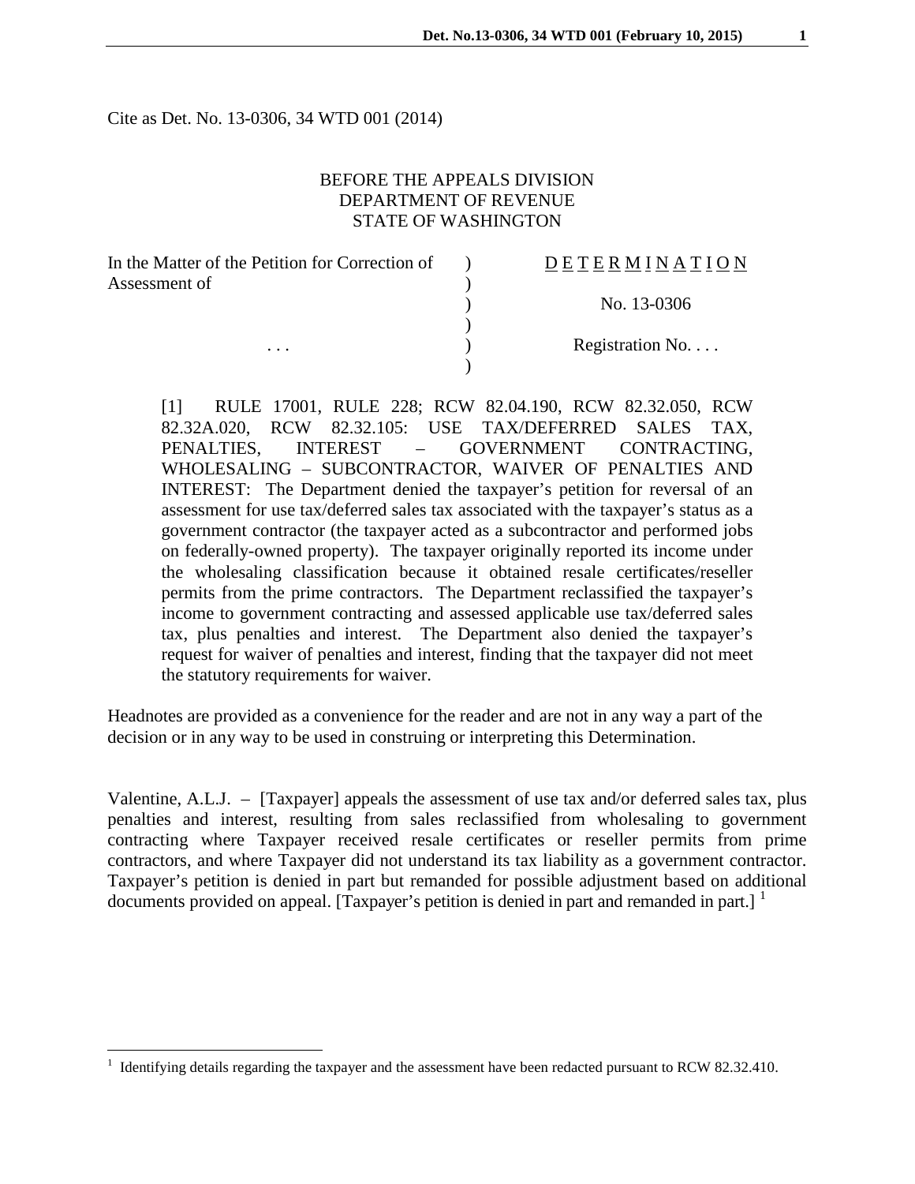Cite as Det. No. 13-0306, 34 WTD 001 (2014)

BEFORE THE APPEALS DIVISION
DEPARTMENT OF REVENUE
STATE OF WASHINGTON

| | | |
|---|---|---|
| In the Matter of the Petition for Correction of Assessment of | ) | D E T E R M I N A T I O N |
| | ) | No. 13-0306 |
| . . . | ) | Registration No. . . . |

> [1] RULE 17001, RULE 228; RCW 82.04.190, RCW 82.32.050, RCW 82.32A.020, RCW 82.32.105: USE TAX/DEFERRED SALES TAX, PENALTIES, INTEREST – GOVERNMENT CONTRACTING, WHOLESALING – SUBCONTRACTOR, WAIVER OF PENALTIES AND INTEREST: The Department denied the taxpayer's petition for reversal of an assessment for use tax/deferred sales tax associated with the taxpayer's status as a government contractor (the taxpayer acted as a subcontractor and performed jobs on federally-owned property). The taxpayer originally reported its income under the wholesaling classification because it obtained resale certificates/reseller permits from the prime contractors. The Department reclassified the taxpayer's income to government contracting and assessed applicable use tax/deferred sales tax, plus penalties and interest. The Department also denied the taxpayer's request for waiver of penalties and interest, finding that the taxpayer did not meet the statutory requirements for waiver.

Headnotes are provided as a convenience for the reader and are not in any way a part of the decision or in any way to be used in construing or interpreting this Determination.

Valentine, A.L.J. – [Taxpayer] appeals the assessment of use tax and/or deferred sales tax, plus penalties and interest, resulting from sales reclassified from wholesaling to government contracting where Taxpayer received resale certificates or reseller permits from prime contractors, and where Taxpayer did not understand its tax liability as a government contractor. Taxpayer's petition is denied in part but remanded for possible adjustment based on additional documents provided on appeal. [Taxpayer's petition is denied in part and remanded in part.] [1]

[1] Identifying details regarding the taxpayer and the assessment have been redacted pursuant to RCW 82.32.410.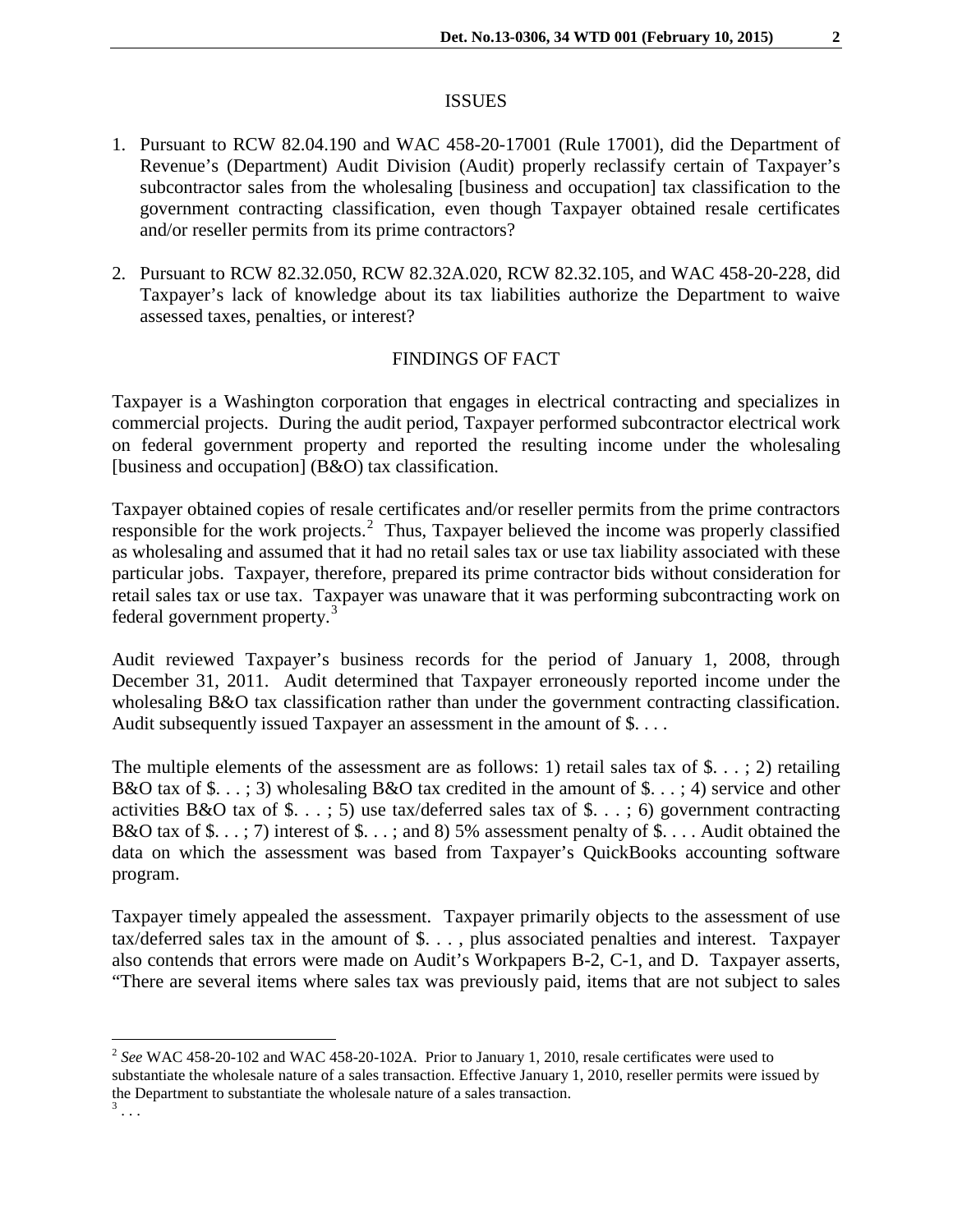## ISSUES

1. Pursuant to RCW 82.04.190 and WAC 458-20-17001 (Rule 17001), did the Department of Revenue's (Department) Audit Division (Audit) properly reclassify certain of Taxpayer's subcontractor sales from the wholesaling [business and occupation] tax classification to the government contracting classification, even though Taxpayer obtained resale certificates and/or reseller permits from its prime contractors?

2. Pursuant to RCW 82.32.050, RCW 82.32A.020, RCW 82.32.105, and WAC 458-20-228, did Taxpayer's lack of knowledge about its tax liabilities authorize the Department to waive assessed taxes, penalties, or interest?

## FINDINGS OF FACT

Taxpayer is a Washington corporation that engages in electrical contracting and specializes in commercial projects. During the audit period, Taxpayer performed subcontractor electrical work on federal government property and reported the resulting income under the wholesaling [business and occupation] (B&O) tax classification.

Taxpayer obtained copies of resale certificates and/or reseller permits from the prime contractors responsible for the work projects.[2] Thus, Taxpayer believed the income was properly classified as wholesaling and assumed that it had no retail sales tax or use tax liability associated with these particular jobs. Taxpayer, therefore, prepared its prime contractor bids without consideration for retail sales tax or use tax. Taxpayer was unaware that it was performing subcontracting work on federal government property.[3]

Audit reviewed Taxpayer's business records for the period of January 1, 2008, through December 31, 2011. Audit determined that Taxpayer erroneously reported income under the wholesaling B&O tax classification rather than under the government contracting classification. Audit subsequently issued Taxpayer an assessment in the amount of $. . . .

The multiple elements of the assessment are as follows: 1) retail sales tax of $. . . ; 2) retailing B&O tax of $. . . ; 3) wholesaling B&O tax credited in the amount of $. . . ; 4) service and other activities B&O tax of $. . . ; 5) use tax/deferred sales tax of $. . . ; 6) government contracting B&O tax of $. . . ; 7) interest of $. . . ; and 8) 5% assessment penalty of $. . . . Audit obtained the data on which the assessment was based from Taxpayer's QuickBooks accounting software program.

Taxpayer timely appealed the assessment. Taxpayer primarily objects to the assessment of use tax/deferred sales tax in the amount of $. . . , plus associated penalties and interest. Taxpayer also contends that errors were made on Audit's Workpapers B-2, C-1, and D. Taxpayer asserts, "There are several items where sales tax was previously paid, items that are not subject to sales

---

[2] *See* WAC 458-20-102 and WAC 458-20-102A. Prior to January 1, 2010, resale certificates were used to substantiate the wholesale nature of a sales transaction. Effective January 1, 2010, reseller permits were issued by the Department to substantiate the wholesale nature of a sales transaction.

[3] . . .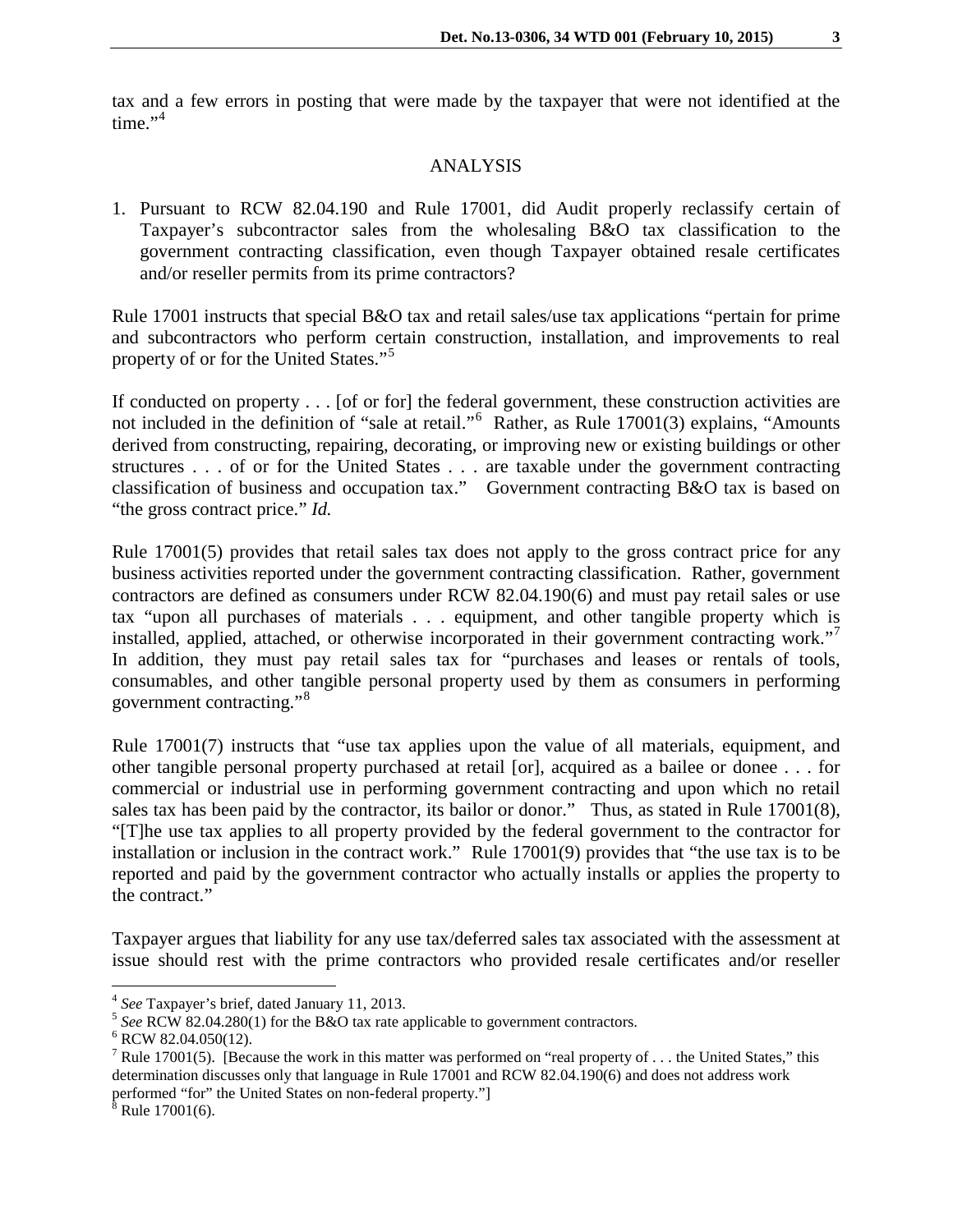tax and a few errors in posting that were made by the taxpayer that were not identified at the time."[4]

## ANALYSIS

1. Pursuant to RCW 82.04.190 and Rule 17001, did Audit properly reclassify certain of Taxpayer's subcontractor sales from the wholesaling B&O tax classification to the government contracting classification, even though Taxpayer obtained resale certificates and/or reseller permits from its prime contractors?

Rule 17001 instructs that special B&O tax and retail sales/use tax applications "pertain for prime and subcontractors who perform certain construction, installation, and improvements to real property of or for the United States."[5]

If conducted on property . . . [of or for] the federal government, these construction activities are not included in the definition of "sale at retail."[6] Rather, as Rule 17001(3) explains, "Amounts derived from constructing, repairing, decorating, or improving new or existing buildings or other structures . . . of or for the United States . . . are taxable under the government contracting classification of business and occupation tax." Government contracting B&O tax is based on "the gross contract price." *Id.*

Rule 17001(5) provides that retail sales tax does not apply to the gross contract price for any business activities reported under the government contracting classification. Rather, government contractors are defined as consumers under RCW 82.04.190(6) and must pay retail sales or use tax "upon all purchases of materials . . . equipment, and other tangible property which is installed, applied, attached, or otherwise incorporated in their government contracting work."[7] In addition, they must pay retail sales tax for "purchases and leases or rentals of tools, consumables, and other tangible personal property used by them as consumers in performing government contracting."[8]

Rule 17001(7) instructs that "use tax applies upon the value of all materials, equipment, and other tangible personal property purchased at retail [or], acquired as a bailee or donee . . . for commercial or industrial use in performing government contracting and upon which no retail sales tax has been paid by the contractor, its bailor or donor." Thus, as stated in Rule 17001(8), "[T]he use tax applies to all property provided by the federal government to the contractor for installation or inclusion in the contract work." Rule 17001(9) provides that "the use tax is to be reported and paid by the government contractor who actually installs or applies the property to the contract."

Taxpayer argues that liability for any use tax/deferred sales tax associated with the assessment at issue should rest with the prime contractors who provided resale certificates and/or reseller

---

[4] *See* Taxpayer's brief, dated January 11, 2013.

[5] *See* RCW 82.04.280(1) for the B&O tax rate applicable to government contractors.

[6] RCW 82.04.050(12).

[7] Rule 17001(5). [Because the work in this matter was performed on "real property of . . . the United States," this determination discusses only that language in Rule 17001 and RCW 82.04.190(6) and does not address work performed "for" the United States on non-federal property."]

[8] Rule 17001(6).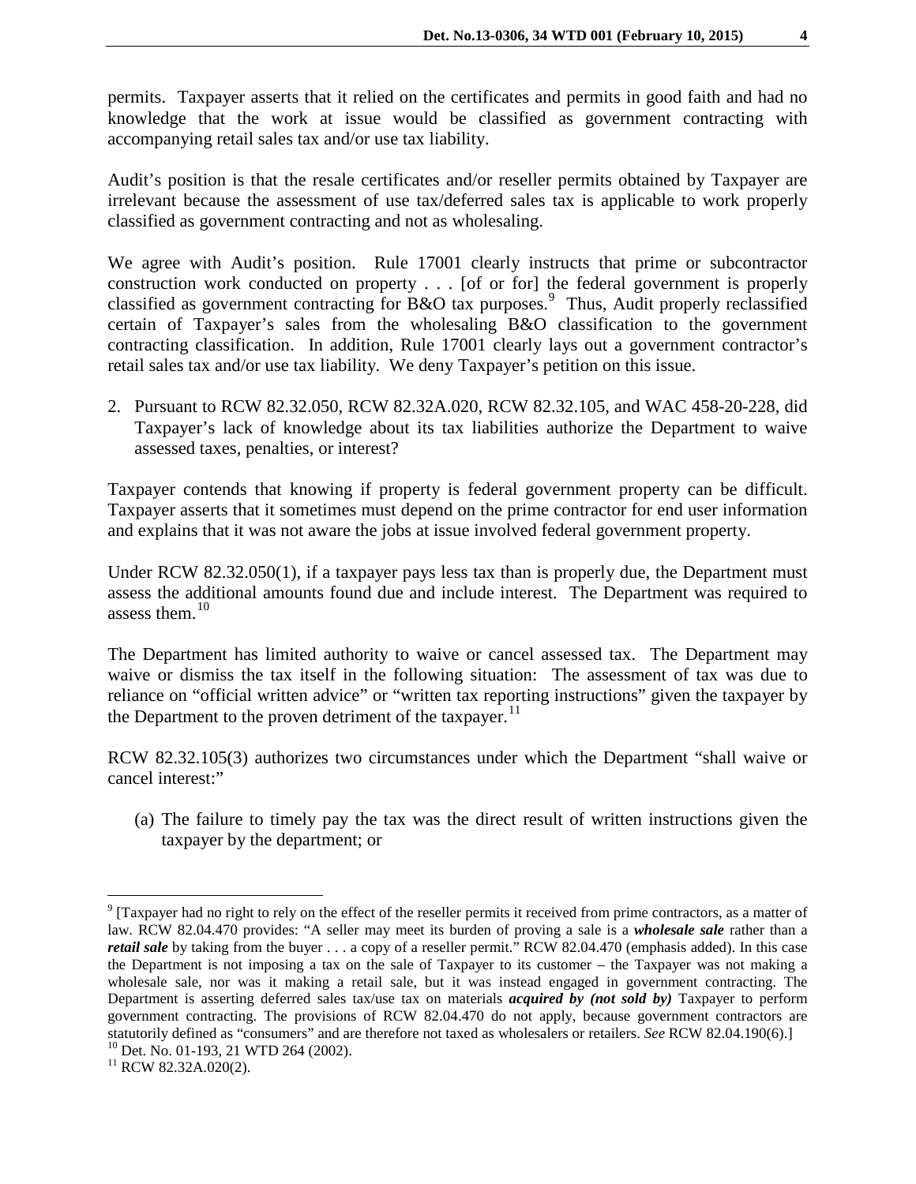permits. Taxpayer asserts that it relied on the certificates and permits in good faith and had no knowledge that the work at issue would be classified as government contracting with accompanying retail sales tax and/or use tax liability.

Audit's position is that the resale certificates and/or reseller permits obtained by Taxpayer are irrelevant because the assessment of use tax/deferred sales tax is applicable to work properly classified as government contracting and not as wholesaling.

We agree with Audit's position. Rule 17001 clearly instructs that prime or subcontractor construction work conducted on property . . . [of or for] the federal government is properly classified as government contracting for B&O tax purposes.[9] Thus, Audit properly reclassified certain of Taxpayer's sales from the wholesaling B&O classification to the government contracting classification. In addition, Rule 17001 clearly lays out a government contractor's retail sales tax and/or use tax liability. We deny Taxpayer's petition on this issue.

2. Pursuant to RCW 82.32.050, RCW 82.32A.020, RCW 82.32.105, and WAC 458-20-228, did Taxpayer's lack of knowledge about its tax liabilities authorize the Department to waive assessed taxes, penalties, or interest?

Taxpayer contends that knowing if property is federal government property can be difficult. Taxpayer asserts that it sometimes must depend on the prime contractor for end user information and explains that it was not aware the jobs at issue involved federal government property.

Under RCW 82.32.050(1), if a taxpayer pays less tax than is properly due, the Department must assess the additional amounts found due and include interest. The Department was required to assess them.[10]

The Department has limited authority to waive or cancel assessed tax. The Department may waive or dismiss the tax itself in the following situation: The assessment of tax was due to reliance on "official written advice" or "written tax reporting instructions" given the taxpayer by the Department to the proven detriment of the taxpayer.[11]

RCW 82.32.105(3) authorizes two circumstances under which the Department "shall waive or cancel interest:"

(a) The failure to timely pay the tax was the direct result of written instructions given the taxpayer by the department; or

---

[9] [Taxpayer had no right to rely on the effect of the reseller permits it received from prime contractors, as a matter of law. RCW 82.04.470 provides: "A seller may meet its burden of proving a sale is a ***wholesale sale*** rather than a ***retail sale*** by taking from the buyer . . . a copy of a reseller permit." RCW 82.04.470 (emphasis added). In this case the Department is not imposing a tax on the sale of Taxpayer to its customer – the Taxpayer was not making a wholesale sale, nor was it making a retail sale, but it was instead engaged in government contracting. The Department is asserting deferred sales tax/use tax on materials ***acquired by (not sold by)*** Taxpayer to perform government contracting. The provisions of RCW 82.04.470 do not apply, because government contractors are statutorily defined as "consumers" and are therefore not taxed as wholesalers or retailers. *See* RCW 82.04.190(6).]

[10] Det. No. 01-193, 21 WTD 264 (2002).

[11] RCW 82.32A.020(2).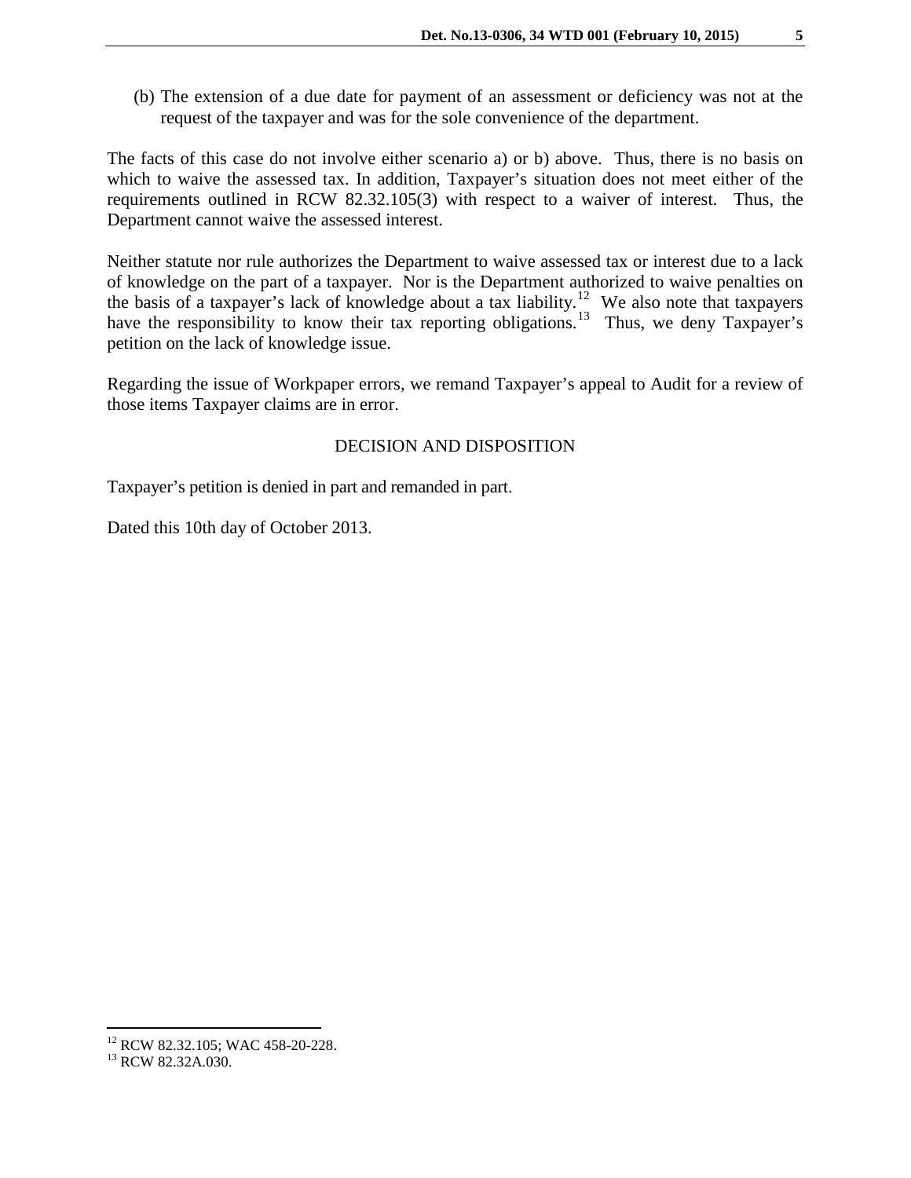(b) The extension of a due date for payment of an assessment or deficiency was not at the request of the taxpayer and was for the sole convenience of the department.

The facts of this case do not involve either scenario a) or b) above. Thus, there is no basis on which to waive the assessed tax. In addition, Taxpayer's situation does not meet either of the requirements outlined in RCW 82.32.105(3) with respect to a waiver of interest. Thus, the Department cannot waive the assessed interest.

Neither statute nor rule authorizes the Department to waive assessed tax or interest due to a lack of knowledge on the part of a taxpayer. Nor is the Department authorized to waive penalties on the basis of a taxpayer's lack of knowledge about a tax liability.[12] We also note that taxpayers have the responsibility to know their tax reporting obligations.[13] Thus, we deny Taxpayer's petition on the lack of knowledge issue.

Regarding the issue of Workpaper errors, we remand Taxpayer's appeal to Audit for a review of those items Taxpayer claims are in error.

## DECISION AND DISPOSITION

Taxpayer's petition is denied in part and remanded in part.

Dated this 10th day of October 2013.

---

[12] RCW 82.32.105; WAC 458-20-228.

[13] RCW 82.32A.030.